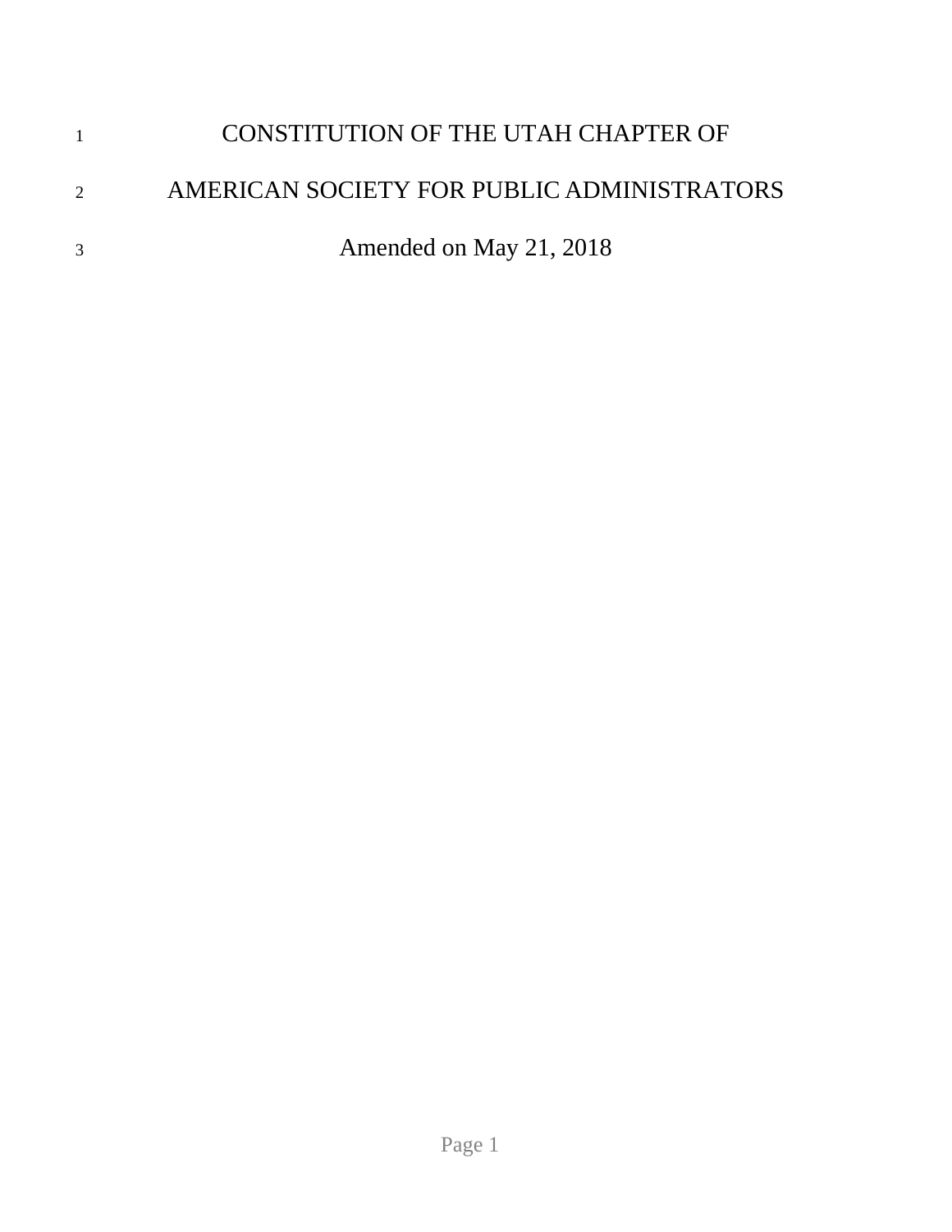# CONSTITUTION OF THE UTAH CHAPTER OF

# AMERICAN SOCIETY FOR PUBLIC ADMINISTRATORS

Amended on May 21, 2018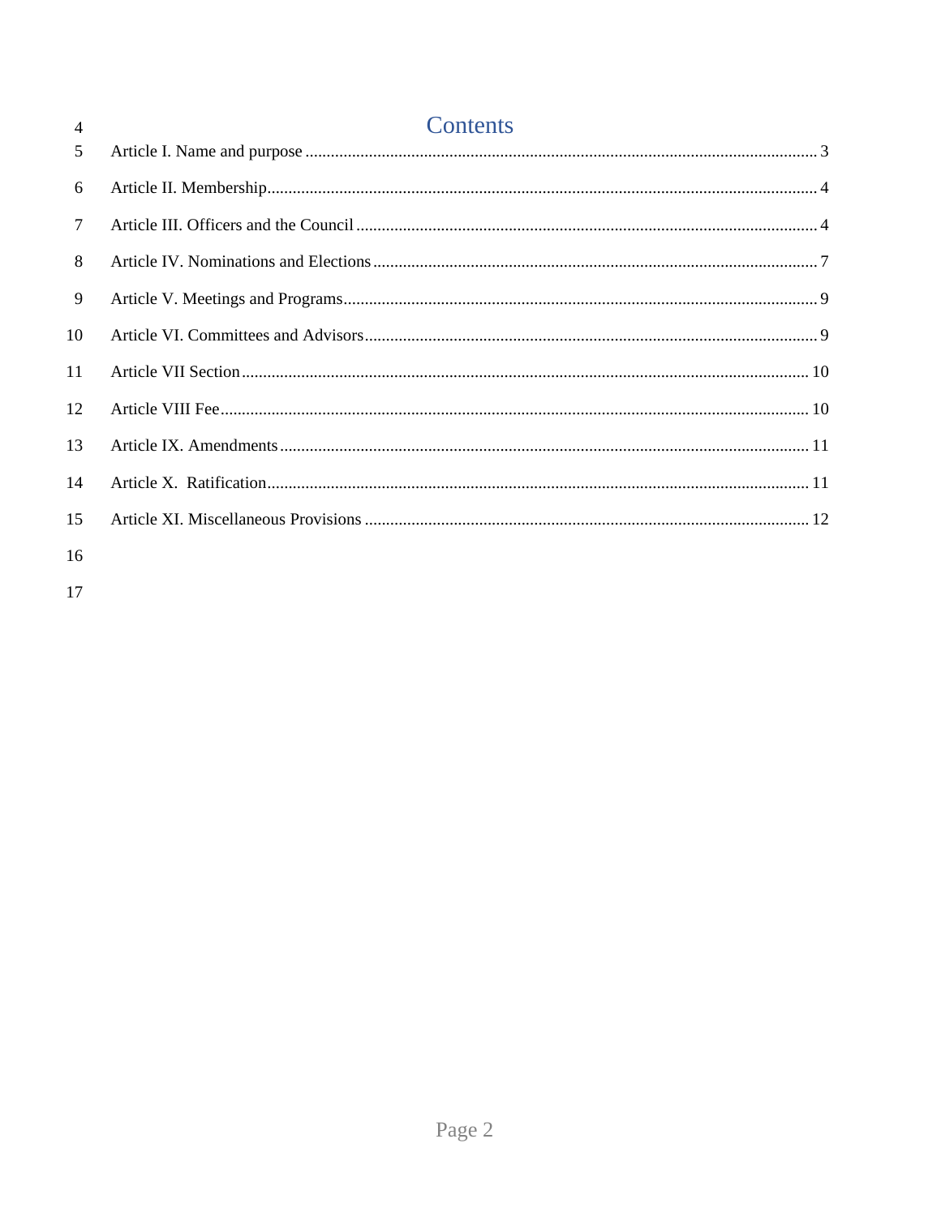# Contents

Article I. Name and purpose ........................................................................................................ 3

Article II. Membership................................................................................................................. 4

Article III. Officers and the Council ............................................................................................ 4

Article IV. Nominations and Elections ........................................................................................ 7

Article V. Meetings and Programs............................................................................................... 9

Article VI. Committees and Advisors.......................................................................................... 9

Article VII Section ..................................................................................................................... 10

Article VIII Fee.......................................................................................................................... 10

Article IX. Amendments ............................................................................................................ 11

Article X.  Ratification............................................................................................................... 11

Article XI. Miscellaneous Provisions ........................................................................................ 12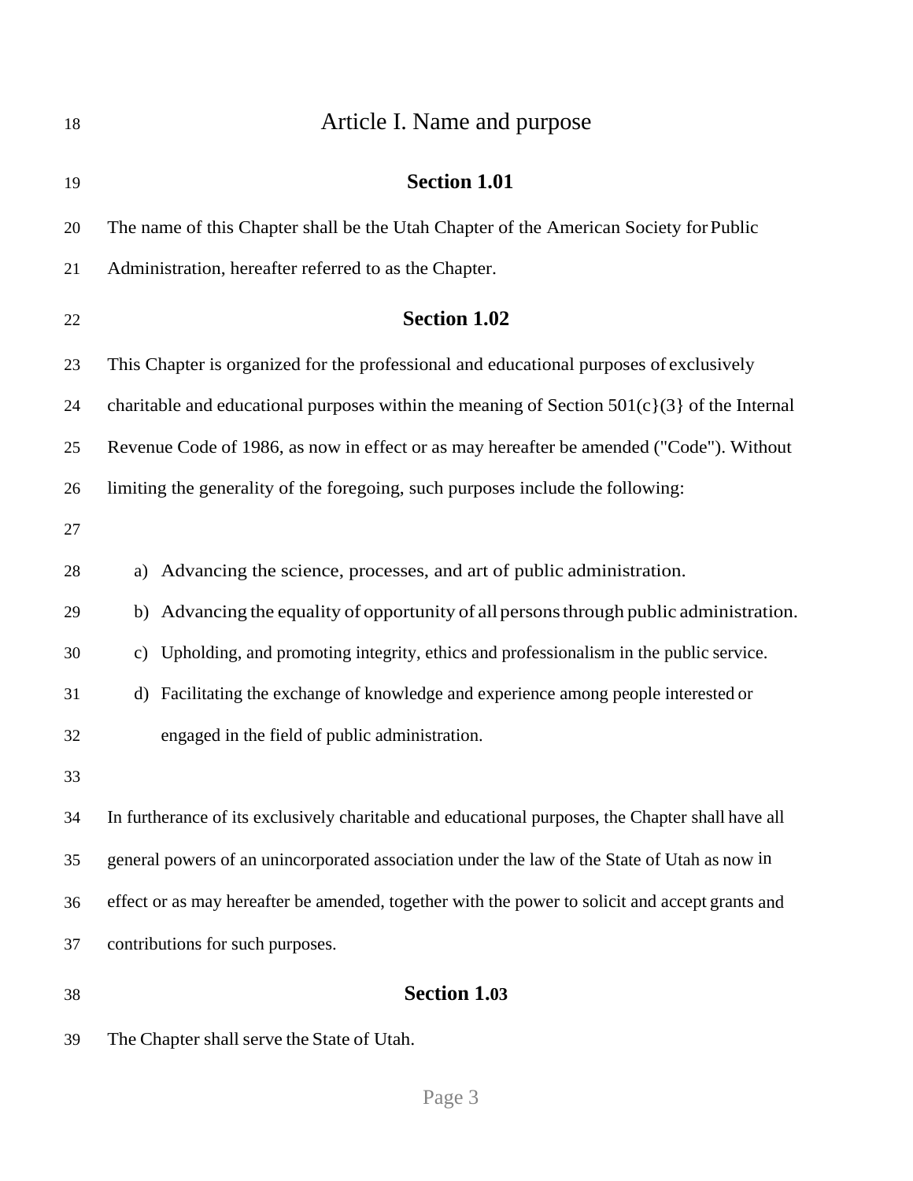# Article I. Name and purpose

## Section 1.01

The name of this Chapter shall be the Utah Chapter of the American Society for Public Administration, hereafter referred to as the Chapter.

## Section 1.02

This Chapter is organized for the professional and educational purposes of exclusively charitable and educational purposes within the meaning of Section 501(c}(3} of the Internal Revenue Code of 1986, as now in effect or as may hereafter be amended ("Code"). Without limiting the generality of the foregoing, such purposes include the following:

a) Advancing the science, processes, and art of public administration.
b) Advancing the equality of opportunity of all persons through public administration.
c) Upholding, and promoting integrity, ethics and professionalism in the public service.
d) Facilitating the exchange of knowledge and experience among people interested or engaged in the field of public administration.

In furtherance of its exclusively charitable and educational purposes, the Chapter shall have all general powers of an unincorporated association under the law of the State of Utah as now in effect or as may hereafter be amended, together with the power to solicit and accept grants and contributions for such purposes.

## Section 1.03

The Chapter shall serve the State of Utah.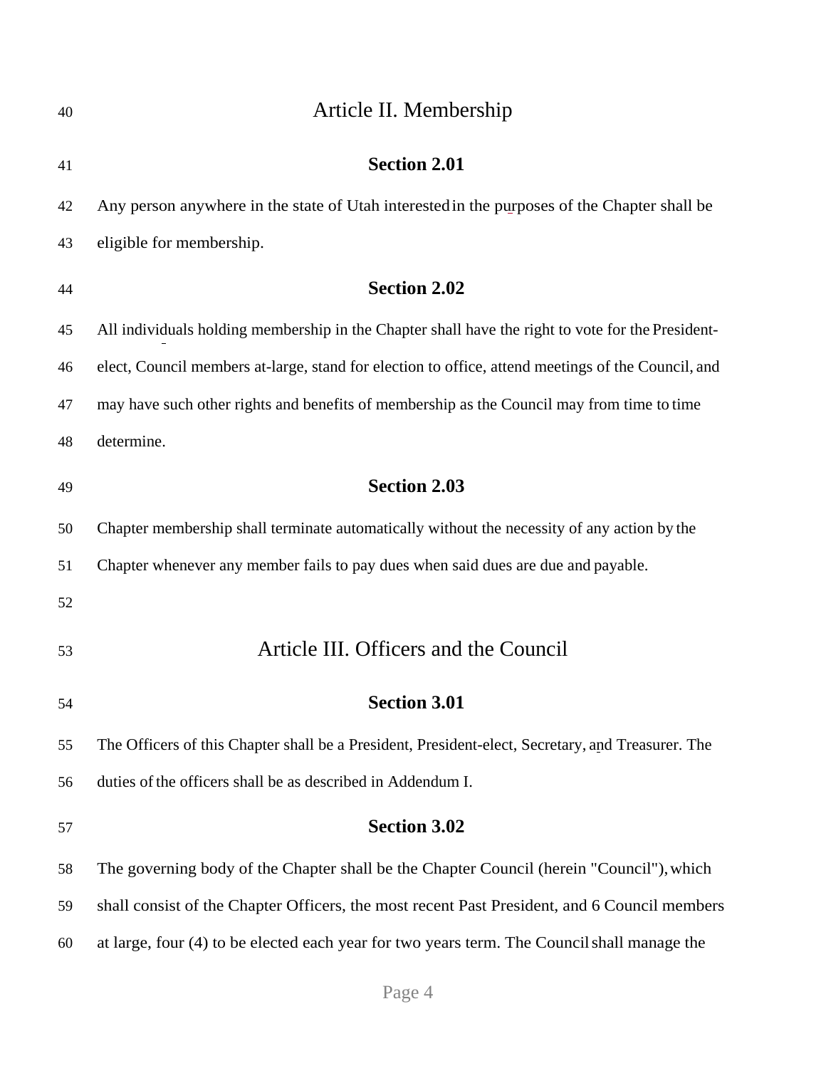# Article II. Membership

## Section 2.01

Any person anywhere in the state of Utah interested in the purposes of the Chapter shall be eligible for membership.

## Section 2.02

All individuals holding membership in the Chapter shall have the right to vote for the President-elect, Council members at-large, stand for election to office, attend meetings of the Council, and may have such other rights and benefits of membership as the Council may from time to time determine.

## Section 2.03

Chapter membership shall terminate automatically without the necessity of any action by the Chapter whenever any member fails to pay dues when said dues are due and payable.

# Article III. Officers and the Council

## Section 3.01

The Officers of this Chapter shall be a President, President-elect, Secretary, and Treasurer. The duties of the officers shall be as described in Addendum I.

## Section 3.02

The governing body of the Chapter shall be the Chapter Council (herein "Council"), which shall consist of the Chapter Officers, the most recent Past President, and 6 Council members at large, four (4) to be elected each year for two years term. The Council shall manage the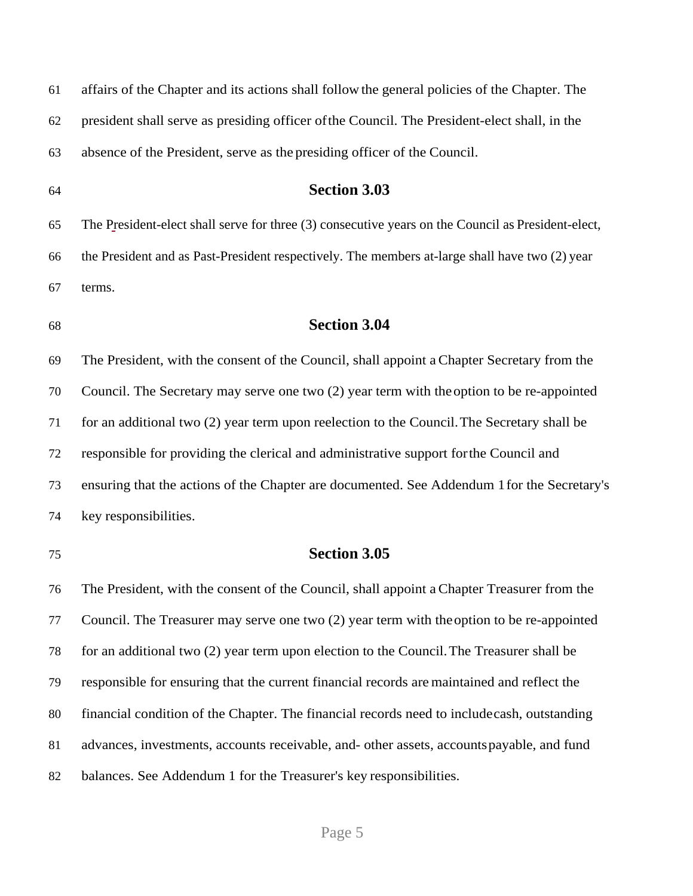affairs of the Chapter and its actions shall follow the general policies of the Chapter. The president shall serve as presiding officer of the Council. The President-elect shall, in the absence of the President, serve as the presiding officer of the Council.

## Section 3.03

The President-elect shall serve for three (3) consecutive years on the Council as President-elect, the President and as Past-President respectively. The members at-large shall have two (2) year terms.

## Section 3.04

The President, with the consent of the Council, shall appoint a Chapter Secretary from the Council. The Secretary may serve one two (2) year term with the option to be re-appointed for an additional two (2) year term upon reelection to the Council. The Secretary shall be responsible for providing the clerical and administrative support for the Council and ensuring that the actions of the Chapter are documented. See Addendum 1 for the Secretary's key responsibilities.

## Section 3.05

The President, with the consent of the Council, shall appoint a Chapter Treasurer from the Council. The Treasurer may serve one two (2) year term with the option to be re-appointed for an additional two (2) year term upon election to the Council. The Treasurer shall be responsible for ensuring that the current financial records are maintained and reflect the financial condition of the Chapter. The financial records need to include cash, outstanding advances, investments, accounts receivable, and- other assets, accounts payable, and fund balances. See Addendum 1 for the Treasurer's key responsibilities.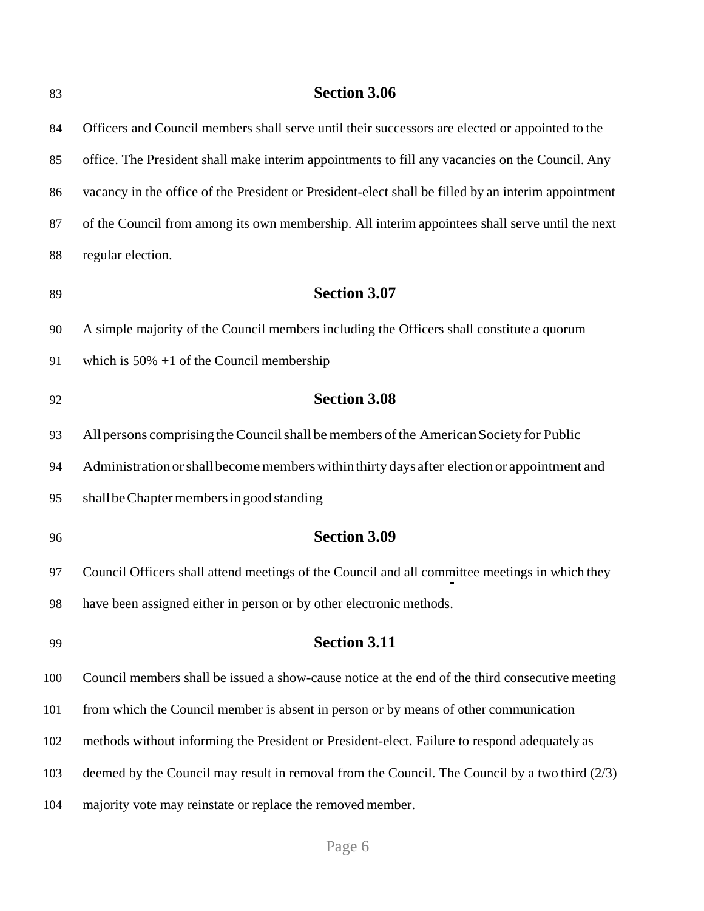## Section 3.06

Officers and Council members shall serve until their successors are elected or appointed to the office. The President shall make interim appointments to fill any vacancies on the Council. Any vacancy in the office of the President or President-elect shall be filled by an interim appointment of the Council from among its own membership. All interim appointees shall serve until the next regular election.

## Section 3.07

A simple majority of the Council members including the Officers shall constitute a quorum which is 50% +1 of the Council membership

## Section 3.08

All persons comprising the Council shall be members of the American Society for Public Administration or shall become members within thirty days after election or appointment and shall be Chapter members in good standing

## Section 3.09

Council Officers shall attend meetings of the Council and all committee meetings in which they have been assigned either in person or by other electronic methods.

## Section 3.11

Council members shall be issued a show-cause notice at the end of the third consecutive meeting from which the Council member is absent in person or by means of other communication methods without informing the President or President-elect. Failure to respond adequately as deemed by the Council may result in removal from the Council. The Council by a two third (2/3) majority vote may reinstate or replace the removed member.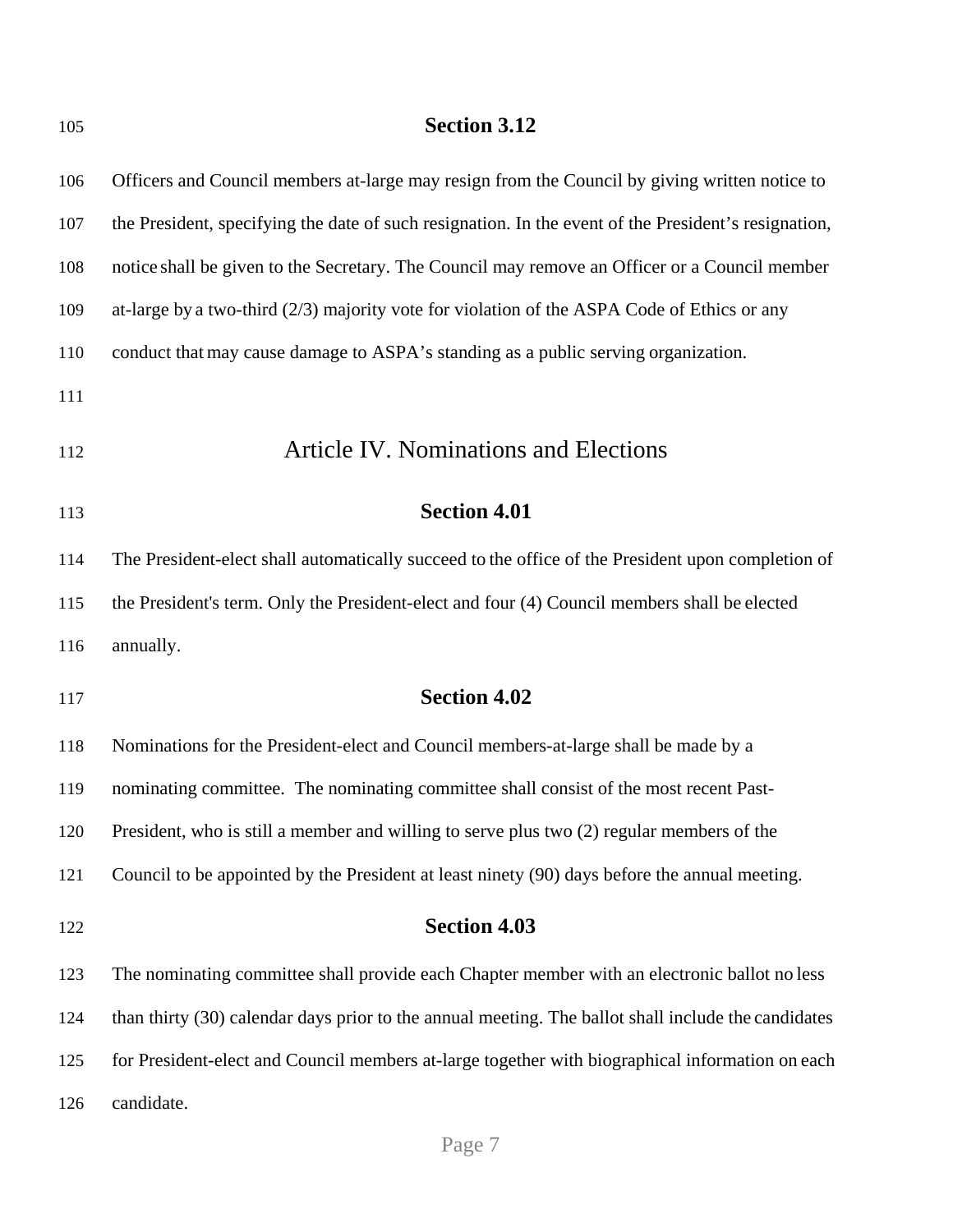### Section 3.12

Officers and Council members at-large may resign from the Council by giving written notice to the President, specifying the date of such resignation. In the event of the President's resignation, notice shall be given to the Secretary. The Council may remove an Officer or a Council member at-large by a two-third (2/3) majority vote for violation of the ASPA Code of Ethics or any conduct that may cause damage to ASPA's standing as a public serving organization.

## Article IV. Nominations and Elections

### Section 4.01

The President-elect shall automatically succeed to the office of the President upon completion of the President's term. Only the President-elect and four (4) Council members shall be elected annually.

### Section 4.02

Nominations for the President-elect and Council members-at-large shall be made by a nominating committee. The nominating committee shall consist of the most recent Past-President, who is still a member and willing to serve plus two (2) regular members of the Council to be appointed by the President at least ninety (90) days before the annual meeting.

### Section 4.03

The nominating committee shall provide each Chapter member with an electronic ballot no less than thirty (30) calendar days prior to the annual meeting. The ballot shall include the candidates for President-elect and Council members at-large together with biographical information on each candidate.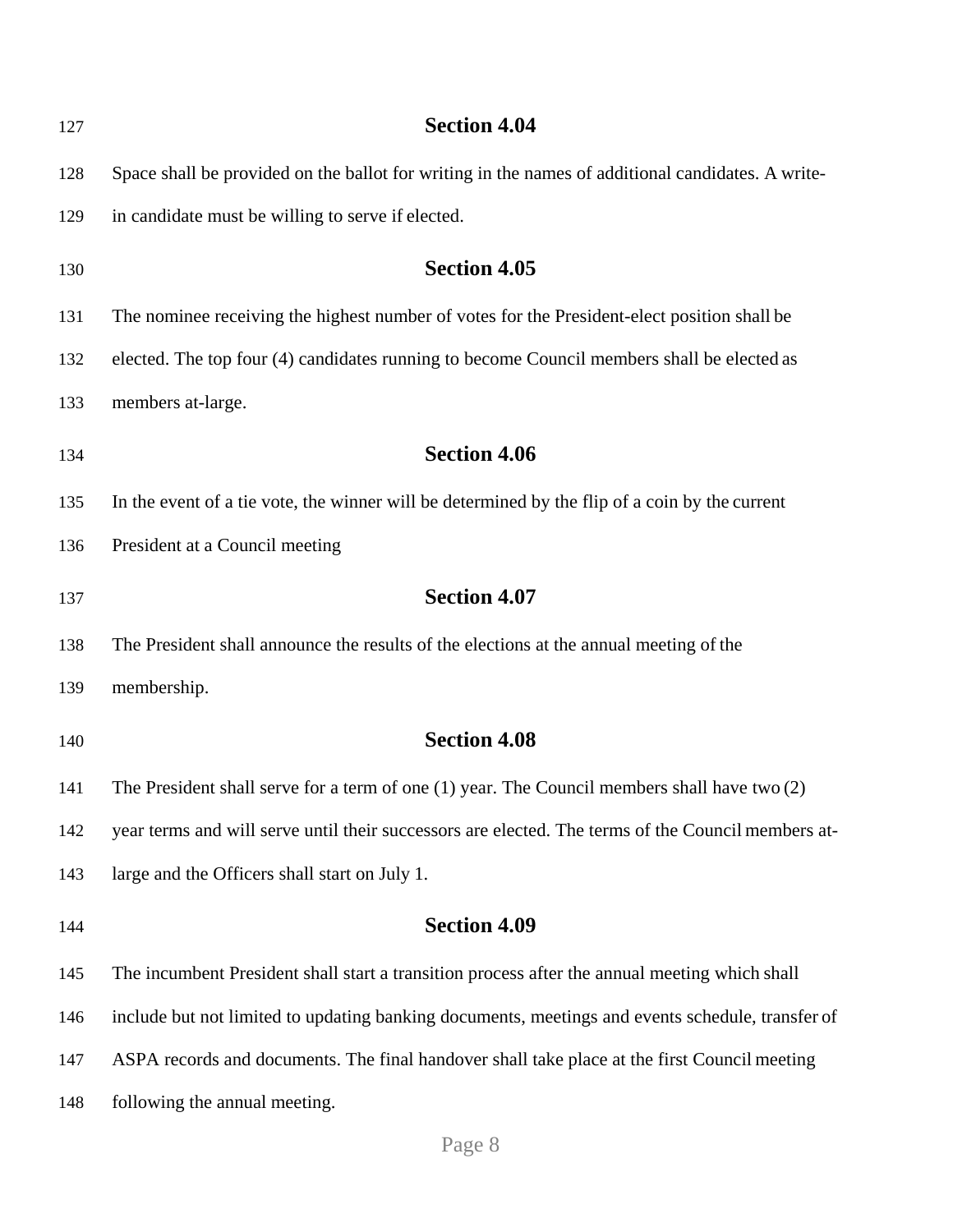## Section 4.04

Space shall be provided on the ballot for writing in the names of additional candidates. A write-in candidate must be willing to serve if elected.

## Section 4.05

The nominee receiving the highest number of votes for the President-elect position shall be elected. The top four (4) candidates running to become Council members shall be elected as members at-large.

## Section 4.06

In the event of a tie vote, the winner will be determined by the flip of a coin by the current President at a Council meeting

## Section 4.07

The President shall announce the results of the elections at the annual meeting of the membership.

## Section 4.08

The President shall serve for a term of one (1) year. The Council members shall have two (2) year terms and will serve until their successors are elected. The terms of the Council members at-large and the Officers shall start on July 1.

## Section 4.09

The incumbent President shall start a transition process after the annual meeting which shall include but not limited to updating banking documents, meetings and events schedule, transfer of ASPA records and documents. The final handover shall take place at the first Council meeting following the annual meeting.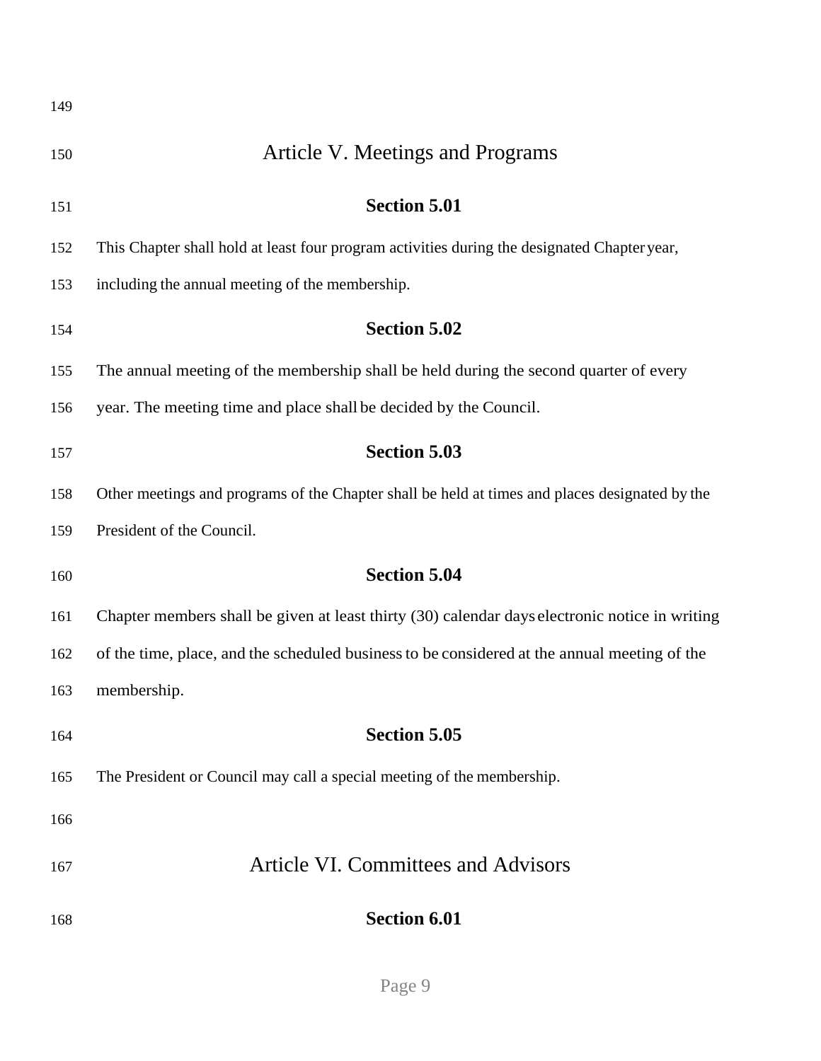# Article V. Meetings and Programs

## Section 5.01

This Chapter shall hold at least four program activities during the designated Chapter year, including the annual meeting of the membership.

## Section 5.02

The annual meeting of the membership shall be held during the second quarter of every year. The meeting time and place shall be decided by the Council.

## Section 5.03

Other meetings and programs of the Chapter shall be held at times and places designated by the President of the Council.

## Section 5.04

Chapter members shall be given at least thirty (30) calendar days electronic notice in writing of the time, place, and the scheduled business to be considered at the annual meeting of the membership.

## Section 5.05

The President or Council may call a special meeting of the membership.

# Article VI. Committees and Advisors

## Section 6.01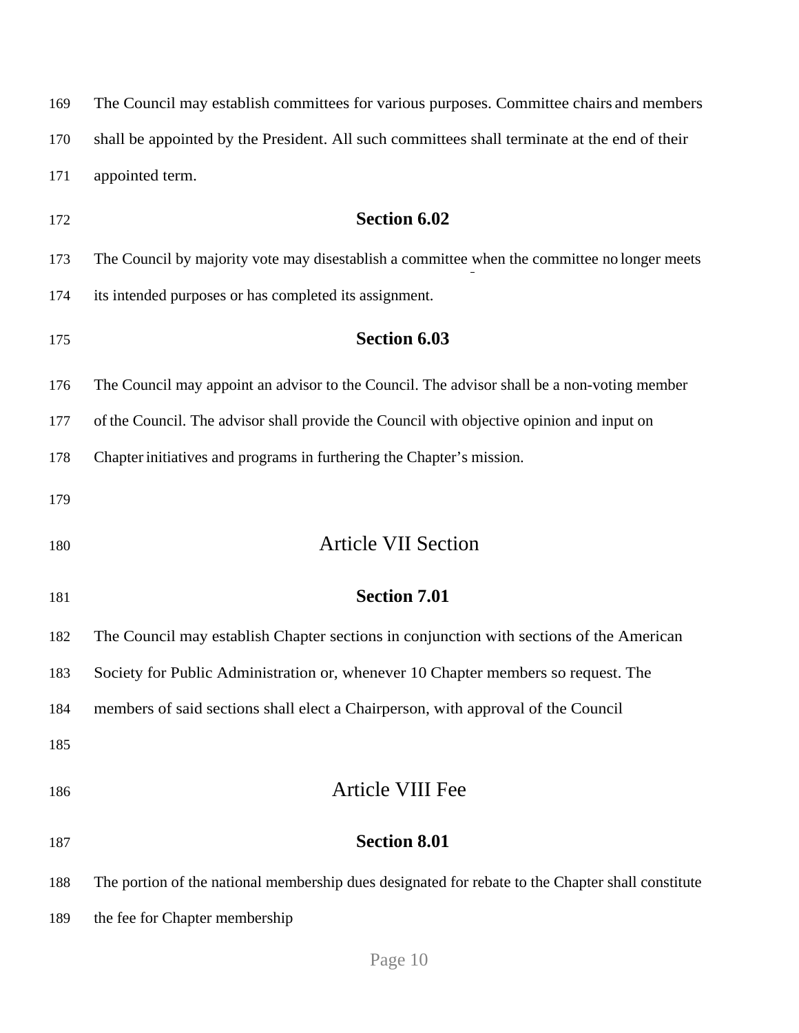The Council may establish committees for various purposes. Committee chairs and members shall be appointed by the President. All such committees shall terminate at the end of their appointed term.

### Section 6.02

The Council by majority vote may disestablish a committee when the committee no longer meets its intended purposes or has completed its assignment.

### Section 6.03

The Council may appoint an advisor to the Council. The advisor shall be a non-voting member of the Council. The advisor shall provide the Council with objective opinion and input on Chapter initiatives and programs in furthering the Chapter's mission.

## Article VII Section

### Section 7.01

The Council may establish Chapter sections in conjunction with sections of the American Society for Public Administration or, whenever 10 Chapter members so request. The members of said sections shall elect a Chairperson, with approval of the Council

## Article VIII Fee

### Section 8.01

The portion of the national membership dues designated for rebate to the Chapter shall constitute the fee for Chapter membership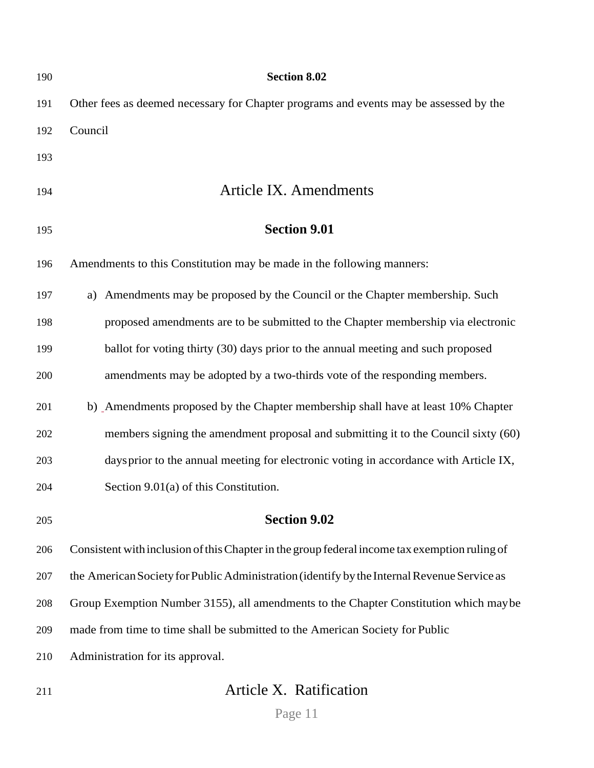### Section 8.02

Other fees as deemed necessary for Chapter programs and events may be assessed by the Council

## Article IX. Amendments

### Section 9.01

Amendments to this Constitution may be made in the following manners:

a) Amendments may be proposed by the Council or the Chapter membership. Such proposed amendments are to be submitted to the Chapter membership via electronic ballot for voting thirty (30) days prior to the annual meeting and such proposed amendments may be adopted by a two-thirds vote of the responding members.

b) Amendments proposed by the Chapter membership shall have at least 10% Chapter members signing the amendment proposal and submitting it to the Council sixty (60) days prior to the annual meeting for electronic voting in accordance with Article IX, Section 9.01(a) of this Constitution.

### Section 9.02

Consistent with inclusion of this Chapter in the group federal income tax exemption ruling of the American Society for Public Administration (identify by the Internal Revenue Service as Group Exemption Number 3155), all amendments to the Chapter Constitution which may be made from time to time shall be submitted to the American Society for Public Administration for its approval.

## Article X. Ratification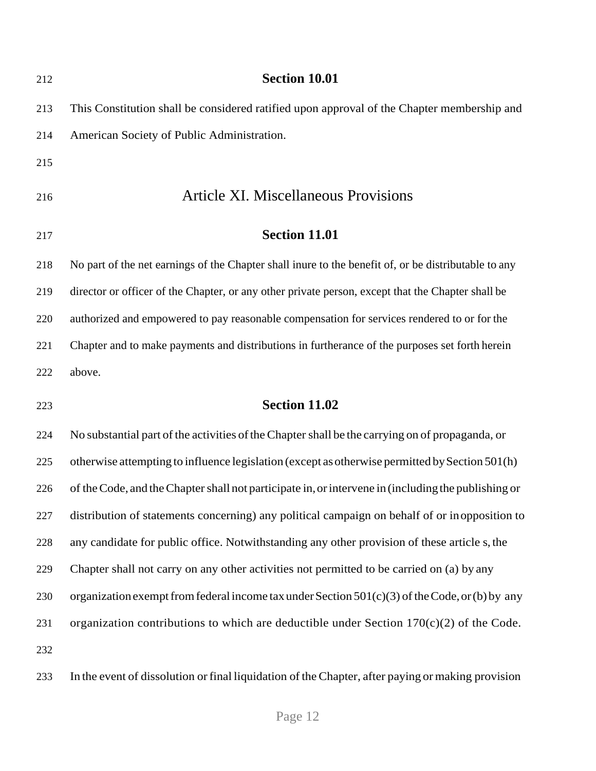### Section 10.01

This Constitution shall be considered ratified upon approval of the Chapter membership and American Society of Public Administration.

## Article XI. Miscellaneous Provisions

### Section 11.01

No part of the net earnings of the Chapter shall inure to the benefit of, or be distributable to any director or officer of the Chapter, or any other private person, except that the Chapter shall be authorized and empowered to pay reasonable compensation for services rendered to or for the Chapter and to make payments and distributions in furtherance of the purposes set forth herein above.

### Section 11.02

No substantial part of the activities of the Chapter shall be the carrying on of propaganda, or otherwise attempting to influence legislation (except as otherwise permitted by Section 501(h) of the Code, and the Chapter shall not participate in, or intervene in (including the publishing or distribution of statements concerning) any political campaign on behalf of or in opposition to any candidate for public office. Notwithstanding any other provision of these article s, the Chapter shall not carry on any other activities not permitted to be carried on (a) by any organization exempt from federal income tax under Section 501(c)(3) of the Code, or (b) by any organization contributions to which are deductible under Section 170(c)(2) of the Code.

In the event of dissolution or final liquidation of the Chapter, after paying or making provision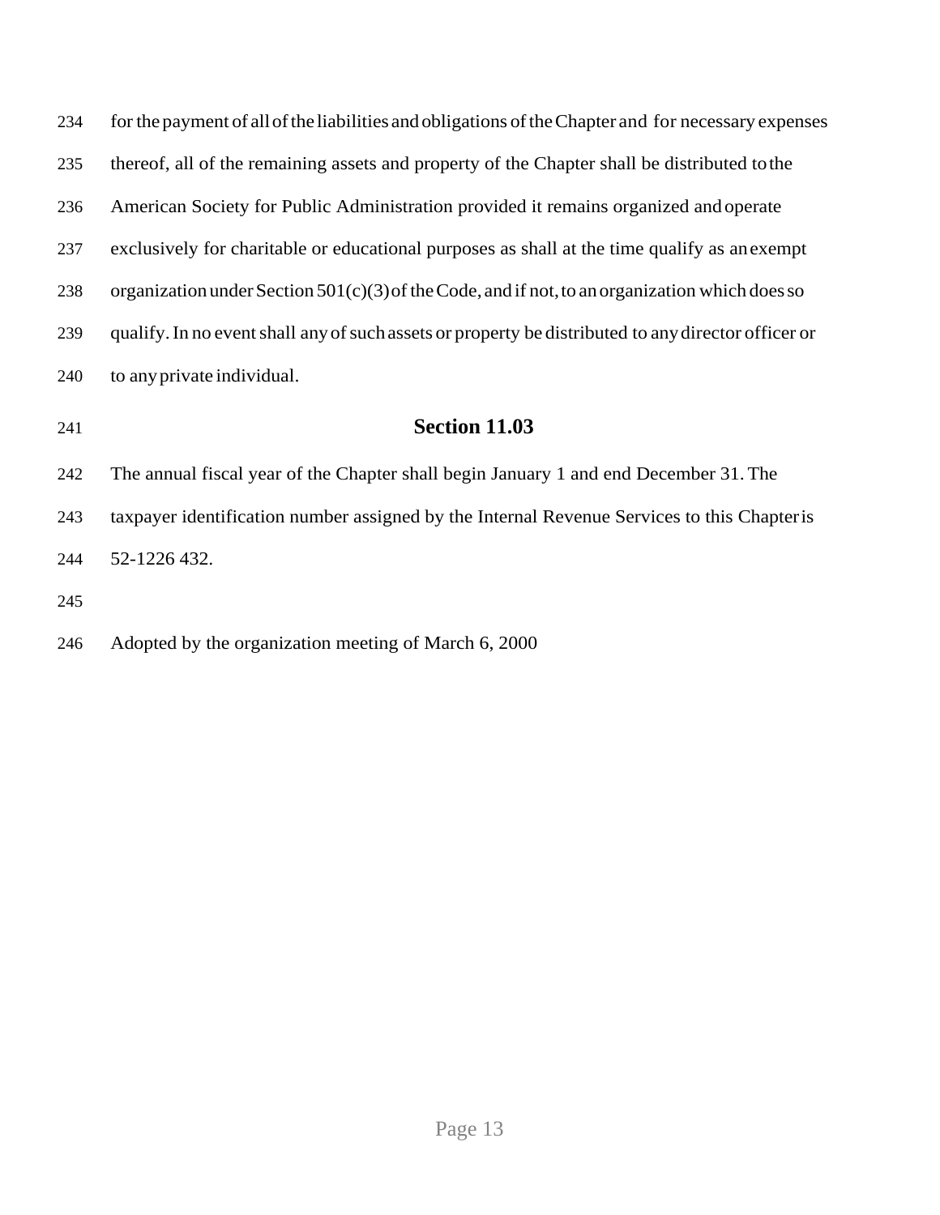for the payment of all of the liabilities and obligations of the Chapter and for necessary expenses thereof, all of the remaining assets and property of the Chapter shall be distributed to the American Society for Public Administration provided it remains organized and operate exclusively for charitable or educational purposes as shall at the time qualify as an exempt organization under Section 501(c)(3) of the Code, and if not, to an organization which does so qualify. In no event shall any of such assets or property be distributed to any director officer or to any private individual.

## Section 11.03

The annual fiscal year of the Chapter shall begin January 1 and end December 31. The taxpayer identification number assigned by the Internal Revenue Services to this Chapter is 52-1226 432.

Adopted by the organization meeting of March 6, 2000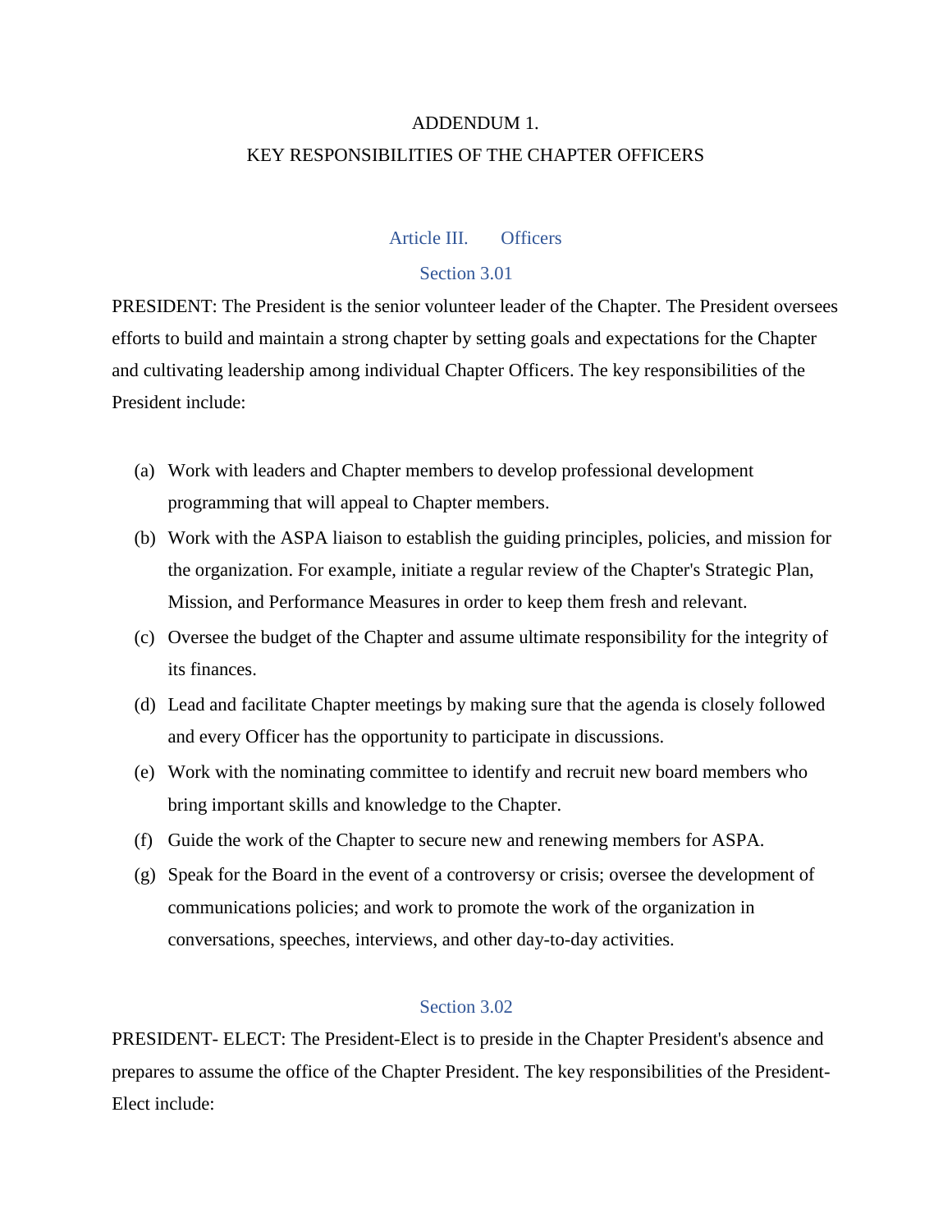# ADDENDUM 1.
# KEY RESPONSIBILITIES OF THE CHAPTER OFFICERS

## Article III. Officers

### Section 3.01

PRESIDENT: The President is the senior volunteer leader of the Chapter. The President oversees efforts to build and maintain a strong chapter by setting goals and expectations for the Chapter and cultivating leadership among individual Chapter Officers. The key responsibilities of the President include:

(a) Work with leaders and Chapter members to develop professional development programming that will appeal to Chapter members.

(b) Work with the ASPA liaison to establish the guiding principles, policies, and mission for the organization. For example, initiate a regular review of the Chapter's Strategic Plan, Mission, and Performance Measures in order to keep them fresh and relevant.

(c) Oversee the budget of the Chapter and assume ultimate responsibility for the integrity of its finances.

(d) Lead and facilitate Chapter meetings by making sure that the agenda is closely followed and every Officer has the opportunity to participate in discussions.

(e) Work with the nominating committee to identify and recruit new board members who bring important skills and knowledge to the Chapter.

(f) Guide the work of the Chapter to secure new and renewing members for ASPA.

(g) Speak for the Board in the event of a controversy or crisis; oversee the development of communications policies; and work to promote the work of the organization in conversations, speeches, interviews, and other day-to-day activities.

### Section 3.02

PRESIDENT- ELECT: The President-Elect is to preside in the Chapter President's absence and prepares to assume the office of the Chapter President. The key responsibilities of the President-Elect include: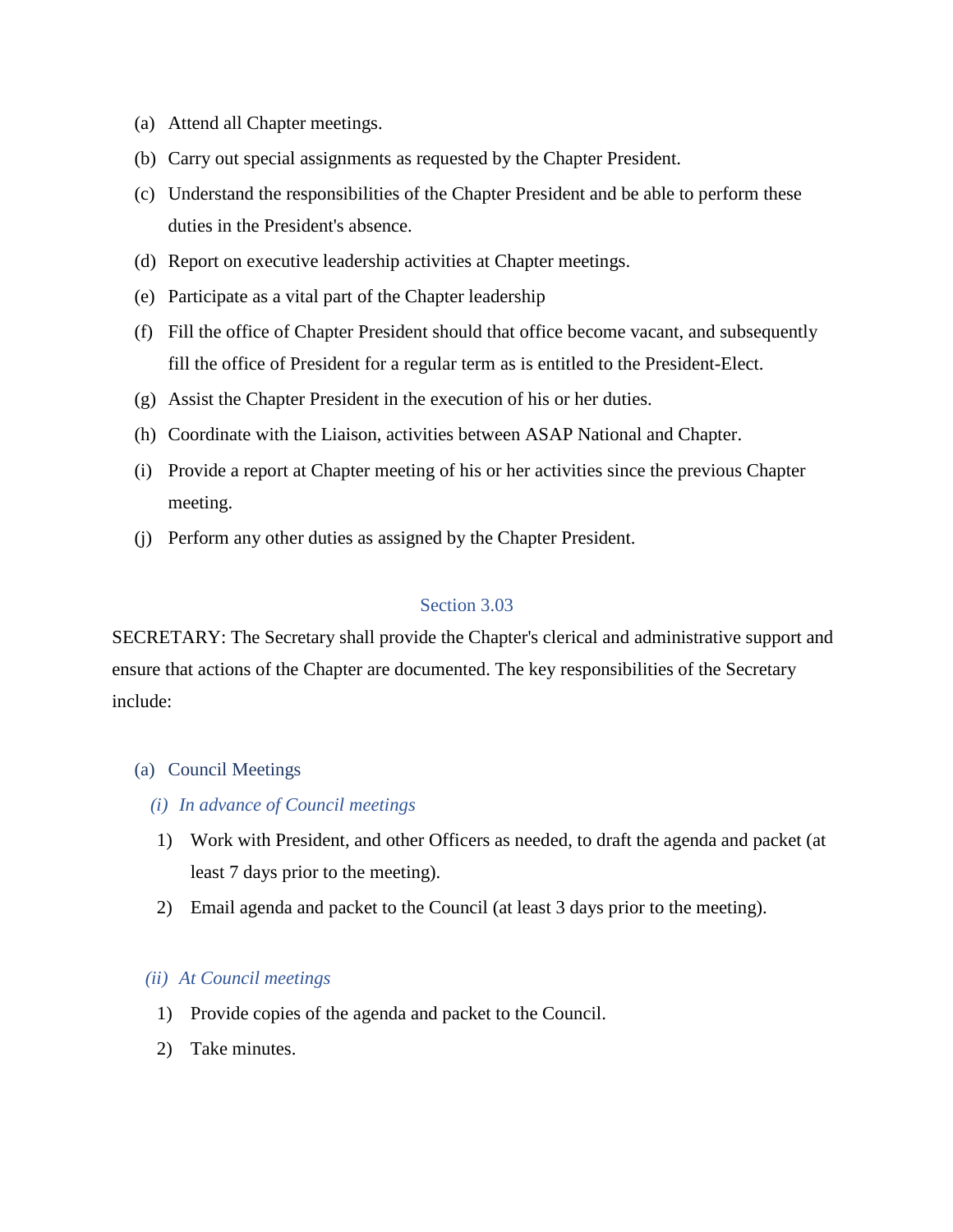(a) Attend all Chapter meetings.

(b) Carry out special assignments as requested by the Chapter President.

(c) Understand the responsibilities of the Chapter President and be able to perform these duties in the President's absence.

(d) Report on executive leadership activities at Chapter meetings.

(e) Participate as a vital part of the Chapter leadership

(f) Fill the office of Chapter President should that office become vacant, and subsequently fill the office of President for a regular term as is entitled to the President-Elect.

(g) Assist the Chapter President in the execution of his or her duties.

(h) Coordinate with the Liaison, activities between ASAP National and Chapter.

(i) Provide a report at Chapter meeting of his or her activities since the previous Chapter meeting.

(j) Perform any other duties as assigned by the Chapter President.

## Section 3.03

SECRETARY: The Secretary shall provide the Chapter's clerical and administrative support and ensure that actions of the Chapter are documented. The key responsibilities of the Secretary include:

### (a) Council Meetings

#### *(i) In advance of Council meetings*

1) Work with President, and other Officers as needed, to draft the agenda and packet (at least 7 days prior to the meeting).

2) Email agenda and packet to the Council (at least 3 days prior to the meeting).

#### *(ii) At Council meetings*

1) Provide copies of the agenda and packet to the Council.

2) Take minutes.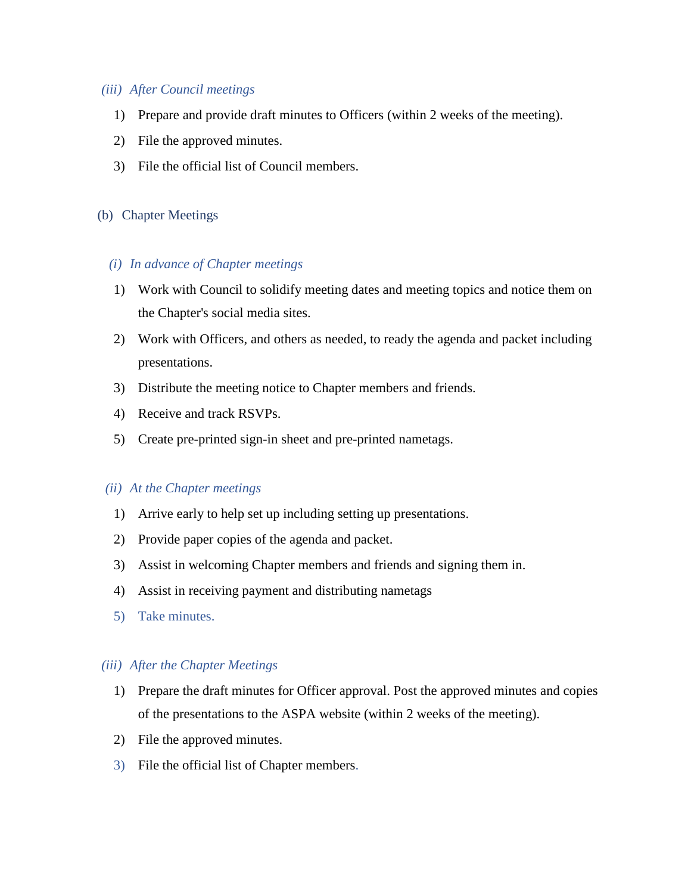*(iii) After Council meetings*

1) Prepare and provide draft minutes to Officers (within 2 weeks of the meeting).
2) File the approved minutes.
3) File the official list of Council members.

(b) Chapter Meetings

*(i) In advance of Chapter meetings*

1) Work with Council to solidify meeting dates and meeting topics and notice them on the Chapter's social media sites.
2) Work with Officers, and others as needed, to ready the agenda and packet including presentations.
3) Distribute the meeting notice to Chapter members and friends.
4) Receive and track RSVPs.
5) Create pre-printed sign-in sheet and pre-printed nametags.

*(ii) At the Chapter meetings*

1) Arrive early to help set up including setting up presentations.
2) Provide paper copies of the agenda and packet.
3) Assist in welcoming Chapter members and friends and signing them in.
4) Assist in receiving payment and distributing nametags
5) Take minutes.

*(iii) After the Chapter Meetings*

1) Prepare the draft minutes for Officer approval. Post the approved minutes and copies of the presentations to the ASPA website (within 2 weeks of the meeting).
2) File the approved minutes.
3) File the official list of Chapter members.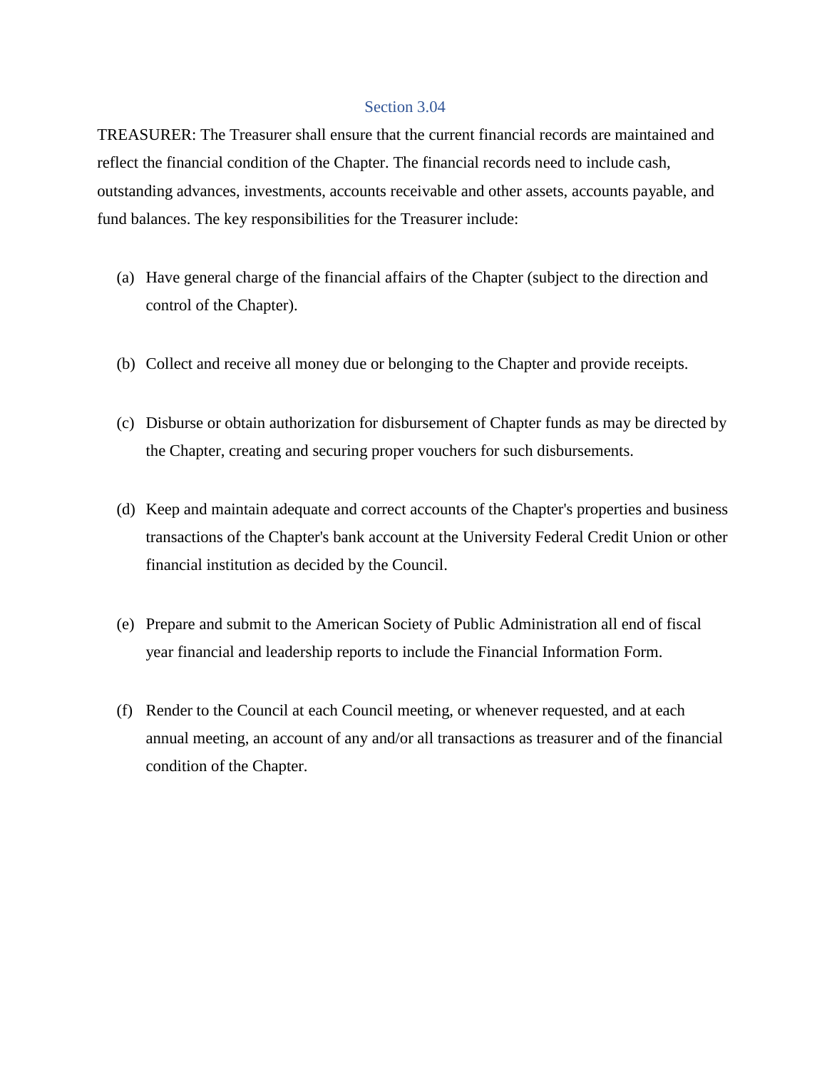### Section 3.04

TREASURER: The Treasurer shall ensure that the current financial records are maintained and reflect the financial condition of the Chapter. The financial records need to include cash, outstanding advances, investments, accounts receivable and other assets, accounts payable, and fund balances. The key responsibilities for the Treasurer include:

(a) Have general charge of the financial affairs of the Chapter (subject to the direction and control of the Chapter).

(b) Collect and receive all money due or belonging to the Chapter and provide receipts.

(c) Disburse or obtain authorization for disbursement of Chapter funds as may be directed by the Chapter, creating and securing proper vouchers for such disbursements.

(d) Keep and maintain adequate and correct accounts of the Chapter's properties and business transactions of the Chapter's bank account at the University Federal Credit Union or other financial institution as decided by the Council.

(e) Prepare and submit to the American Society of Public Administration all end of fiscal year financial and leadership reports to include the Financial Information Form.

(f) Render to the Council at each Council meeting, or whenever requested, and at each annual meeting, an account of any and/or all transactions as treasurer and of the financial condition of the Chapter.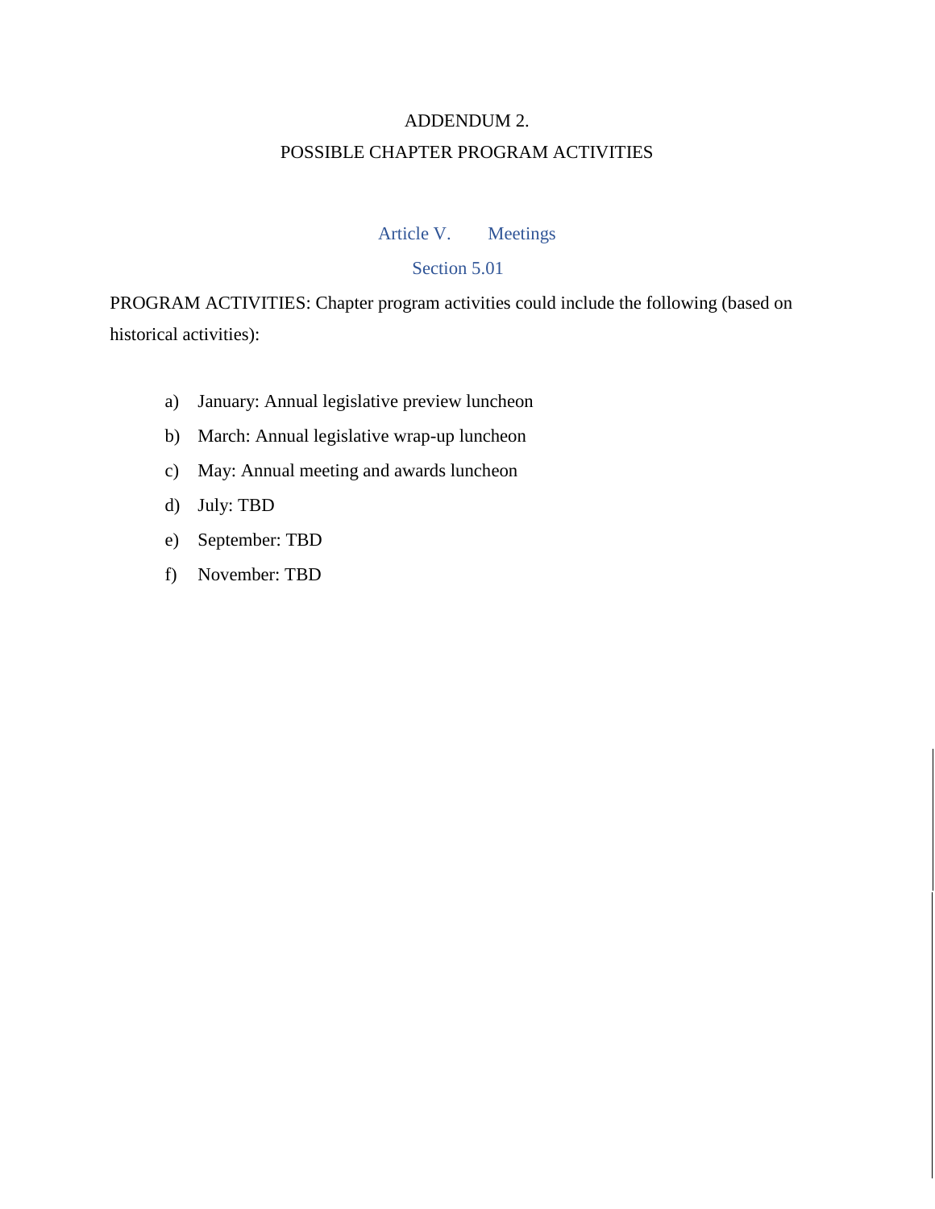# ADDENDUM 2.
# POSSIBLE CHAPTER PROGRAM ACTIVITIES

## Article V. Meetings

### Section 5.01

PROGRAM ACTIVITIES: Chapter program activities could include the following (based on historical activities):

a) January: Annual legislative preview luncheon
b) March: Annual legislative wrap-up luncheon
c) May: Annual meeting and awards luncheon
d) July: TBD
e) September: TBD
f) November: TBD